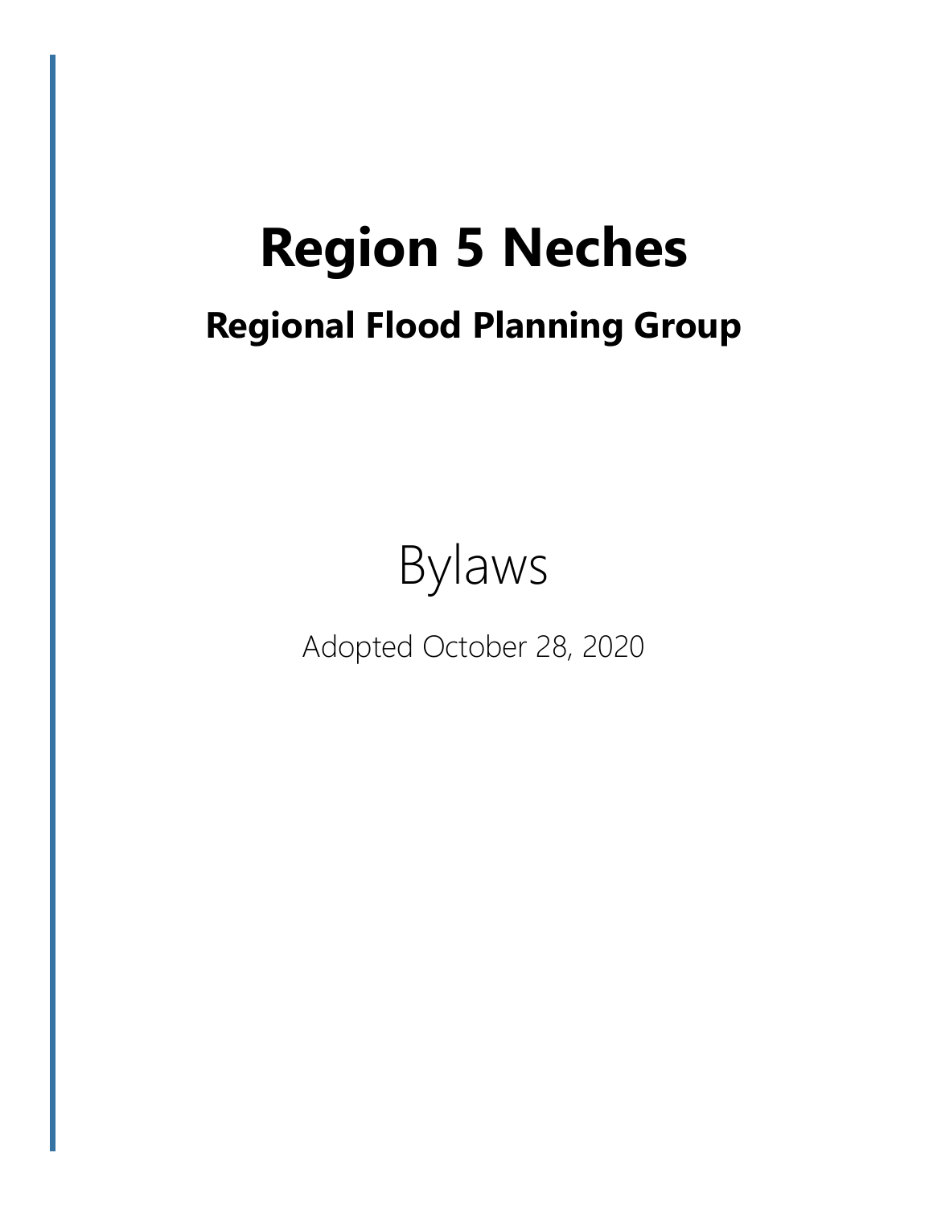# Region 5 Neches

## Regional Flood Planning Group

Bylaws

Adopted October 28, 2020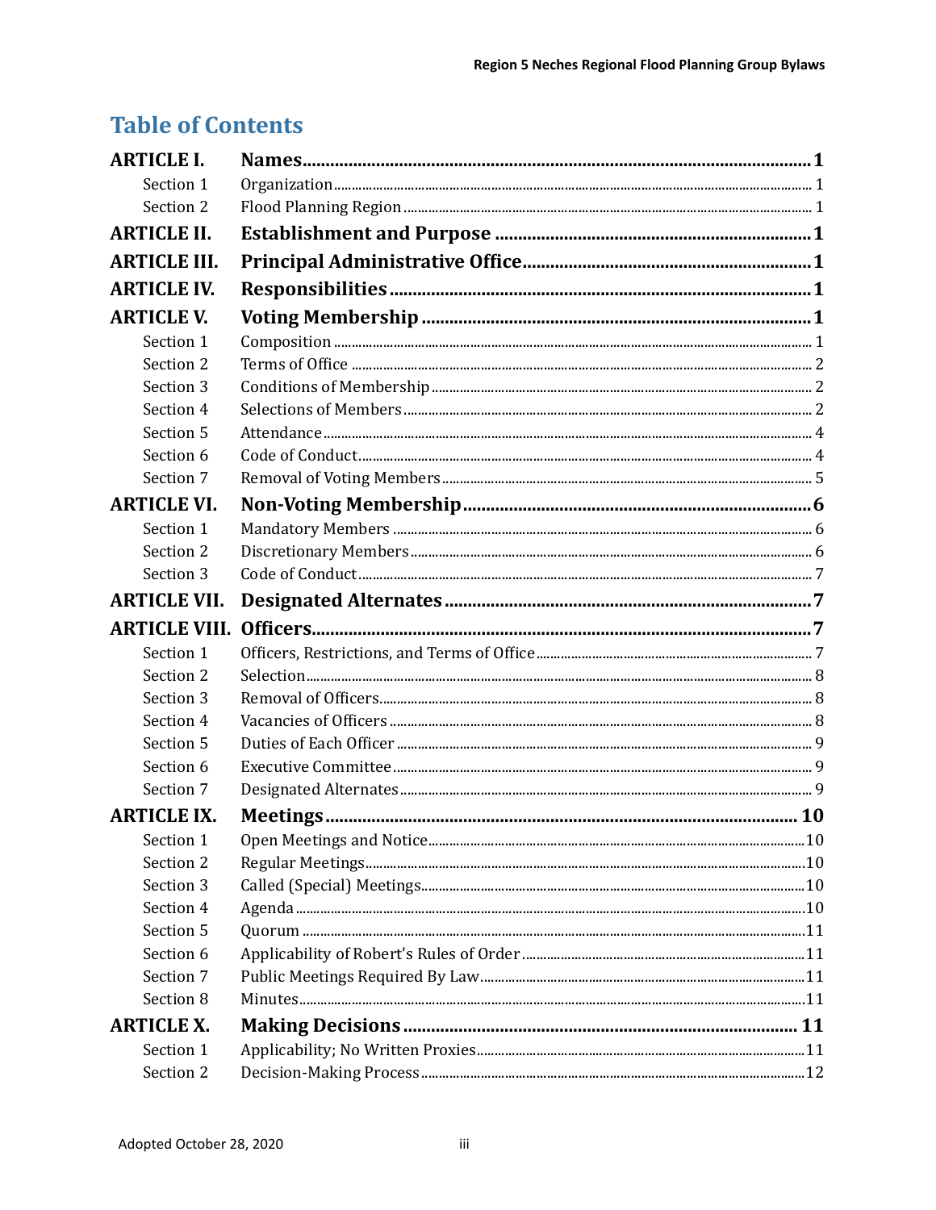## Table of Contents

| | | |
|---|---|---|
| **ARTICLE I.** | **Names** | **1** |
| Section 1 | Organization | 1 |
| Section 2 | Flood Planning Region | 1 |
| **ARTICLE II.** | **Establishment and Purpose** | **1** |
| **ARTICLE III.** | **Principal Administrative Office** | **1** |
| **ARTICLE IV.** | **Responsibilities** | **1** |
| **ARTICLE V.** | **Voting Membership** | **1** |
| Section 1 | Composition | 1 |
| Section 2 | Terms of Office | 2 |
| Section 3 | Conditions of Membership | 2 |
| Section 4 | Selections of Members | 2 |
| Section 5 | Attendance | 4 |
| Section 6 | Code of Conduct | 4 |
| Section 7 | Removal of Voting Members | 5 |
| **ARTICLE VI.** | **Non-Voting Membership** | **6** |
| Section 1 | Mandatory Members | 6 |
| Section 2 | Discretionary Members | 6 |
| Section 3 | Code of Conduct | 7 |
| **ARTICLE VII.** | **Designated Alternates** | **7** |
| **ARTICLE VIII.** | **Officers** | **7** |
| Section 1 | Officers, Restrictions, and Terms of Office | 7 |
| Section 2 | Selection | 8 |
| Section 3 | Removal of Officers | 8 |
| Section 4 | Vacancies of Officers | 8 |
| Section 5 | Duties of Each Officer | 9 |
| Section 6 | Executive Committee | 9 |
| Section 7 | Designated Alternates | 9 |
| **ARTICLE IX.** | **Meetings** | **10** |
| Section 1 | Open Meetings and Notice | 10 |
| Section 2 | Regular Meetings | 10 |
| Section 3 | Called (Special) Meetings | 10 |
| Section 4 | Agenda | 10 |
| Section 5 | Quorum | 11 |
| Section 6 | Applicability of Robert's Rules of Order | 11 |
| Section 7 | Public Meetings Required By Law | 11 |
| Section 8 | Minutes | 11 |
| **ARTICLE X.** | **Making Decisions** | **11** |
| Section 1 | Applicability; No Written Proxies | 11 |
| Section 2 | Decision-Making Process | 12 |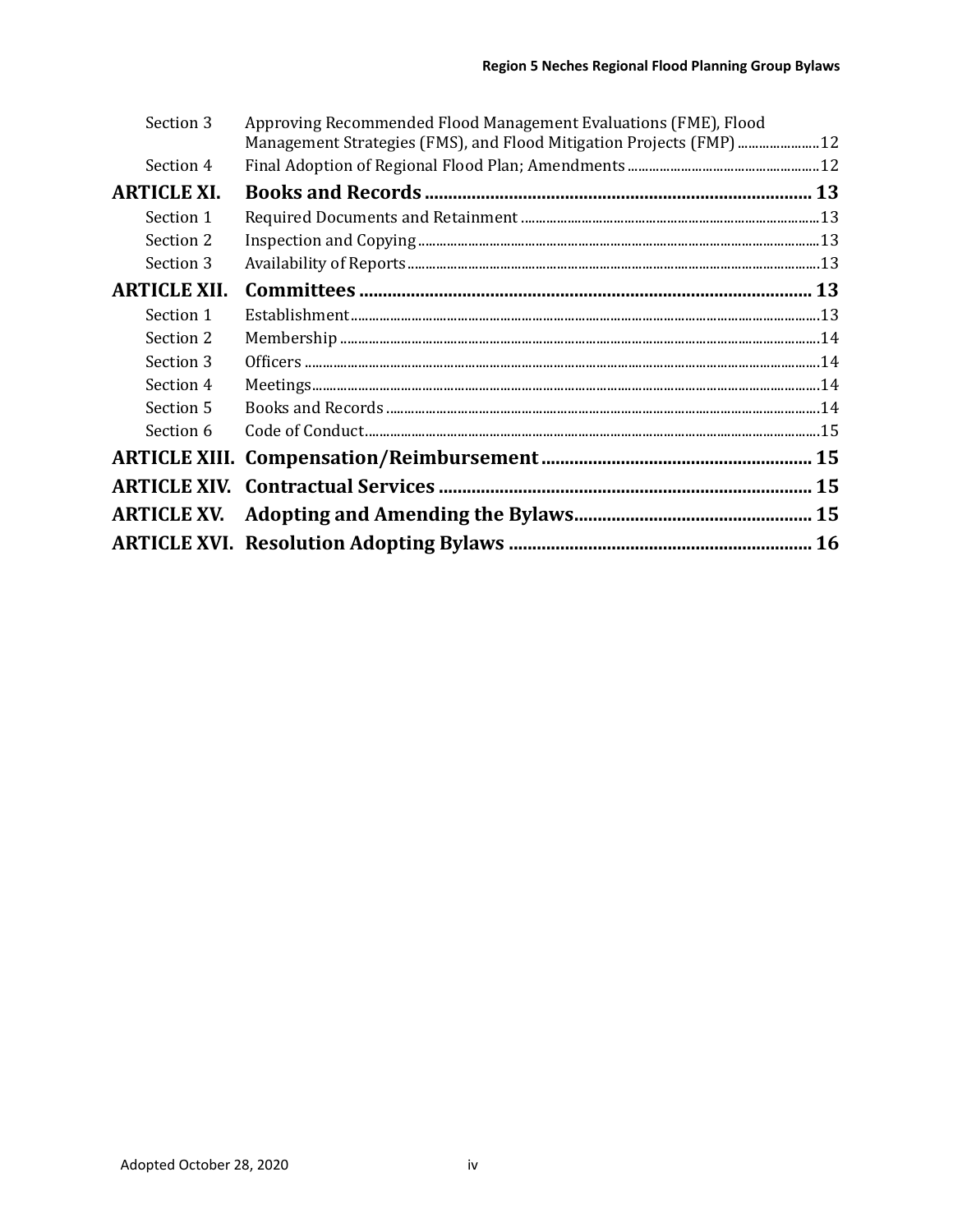| | | |
|---|---|---|
| Section 3 | Approving Recommended Flood Management Evaluations (FME), Flood Management Strategies (FMS), and Flood Mitigation Projects (FMP) | 12 |
| Section 4 | Final Adoption of Regional Flood Plan; Amendments | 12 |
| **ARTICLE XI.** | **Books and Records** | **13** |
| Section 1 | Required Documents and Retainment | 13 |
| Section 2 | Inspection and Copying | 13 |
| Section 3 | Availability of Reports | 13 |
| **ARTICLE XII.** | **Committees** | **13** |
| Section 1 | Establishment | 13 |
| Section 2 | Membership | 14 |
| Section 3 | Officers | 14 |
| Section 4 | Meetings | 14 |
| Section 5 | Books and Records | 14 |
| Section 6 | Code of Conduct | 15 |
| **ARTICLE XIII.** | **Compensation/Reimbursement** | **15** |
| **ARTICLE XIV.** | **Contractual Services** | **15** |
| **ARTICLE XV.** | **Adopting and Amending the Bylaws** | **15** |
| **ARTICLE XVI.** | **Resolution Adopting Bylaws** | **16** |

Adopted October 28, 2020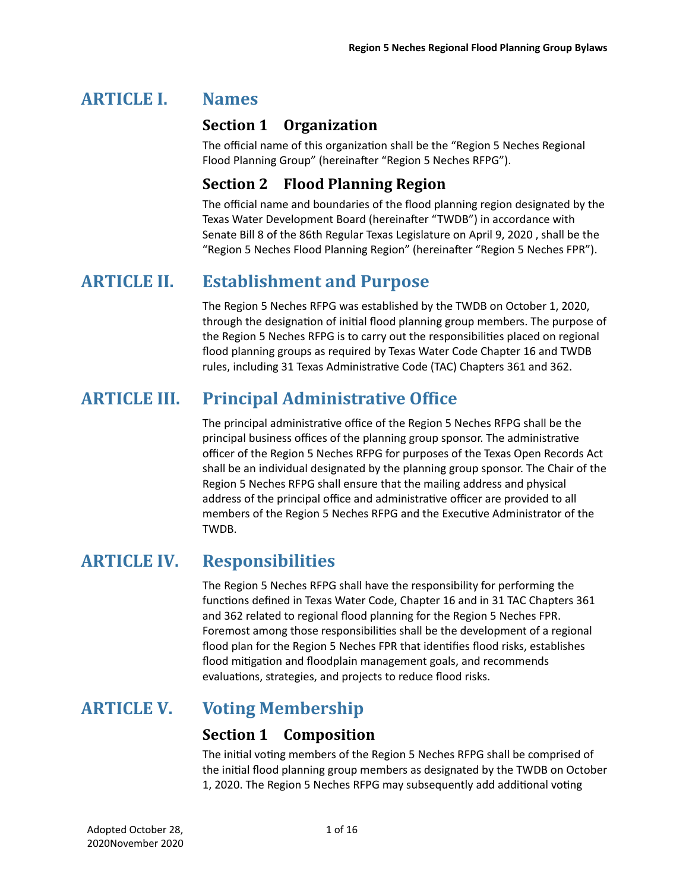# ARTICLE I. Names

## Section 1 Organization

The official name of this organization shall be the "Region 5 Neches Regional Flood Planning Group" (hereinafter "Region 5 Neches RFPG").

## Section 2 Flood Planning Region

The official name and boundaries of the flood planning region designated by the Texas Water Development Board (hereinafter "TWDB") in accordance with Senate Bill 8 of the 86th Regular Texas Legislature on April 9, 2020 , shall be the "Region 5 Neches Flood Planning Region" (hereinafter "Region 5 Neches FPR").

# ARTICLE II. Establishment and Purpose

The Region 5 Neches RFPG was established by the TWDB on October 1, 2020, through the designation of initial flood planning group members. The purpose of the Region 5 Neches RFPG is to carry out the responsibilities placed on regional flood planning groups as required by Texas Water Code Chapter 16 and TWDB rules, including 31 Texas Administrative Code (TAC) Chapters 361 and 362.

# ARTICLE III. Principal Administrative Office

The principal administrative office of the Region 5 Neches RFPG shall be the principal business offices of the planning group sponsor. The administrative officer of the Region 5 Neches RFPG for purposes of the Texas Open Records Act shall be an individual designated by the planning group sponsor. The Chair of the Region 5 Neches RFPG shall ensure that the mailing address and physical address of the principal office and administrative officer are provided to all members of the Region 5 Neches RFPG and the Executive Administrator of the TWDB.

# ARTICLE IV. Responsibilities

The Region 5 Neches RFPG shall have the responsibility for performing the functions defined in Texas Water Code, Chapter 16 and in 31 TAC Chapters 361 and 362 related to regional flood planning for the Region 5 Neches FPR. Foremost among those responsibilities shall be the development of a regional flood plan for the Region 5 Neches FPR that identifies flood risks, establishes flood mitigation and floodplain management goals, and recommends evaluations, strategies, and projects to reduce flood risks.

# ARTICLE V. Voting Membership

## Section 1 Composition

The initial voting members of the Region 5 Neches RFPG shall be comprised of the initial flood planning group members as designated by the TWDB on October 1, 2020. The Region 5 Neches RFPG may subsequently add additional voting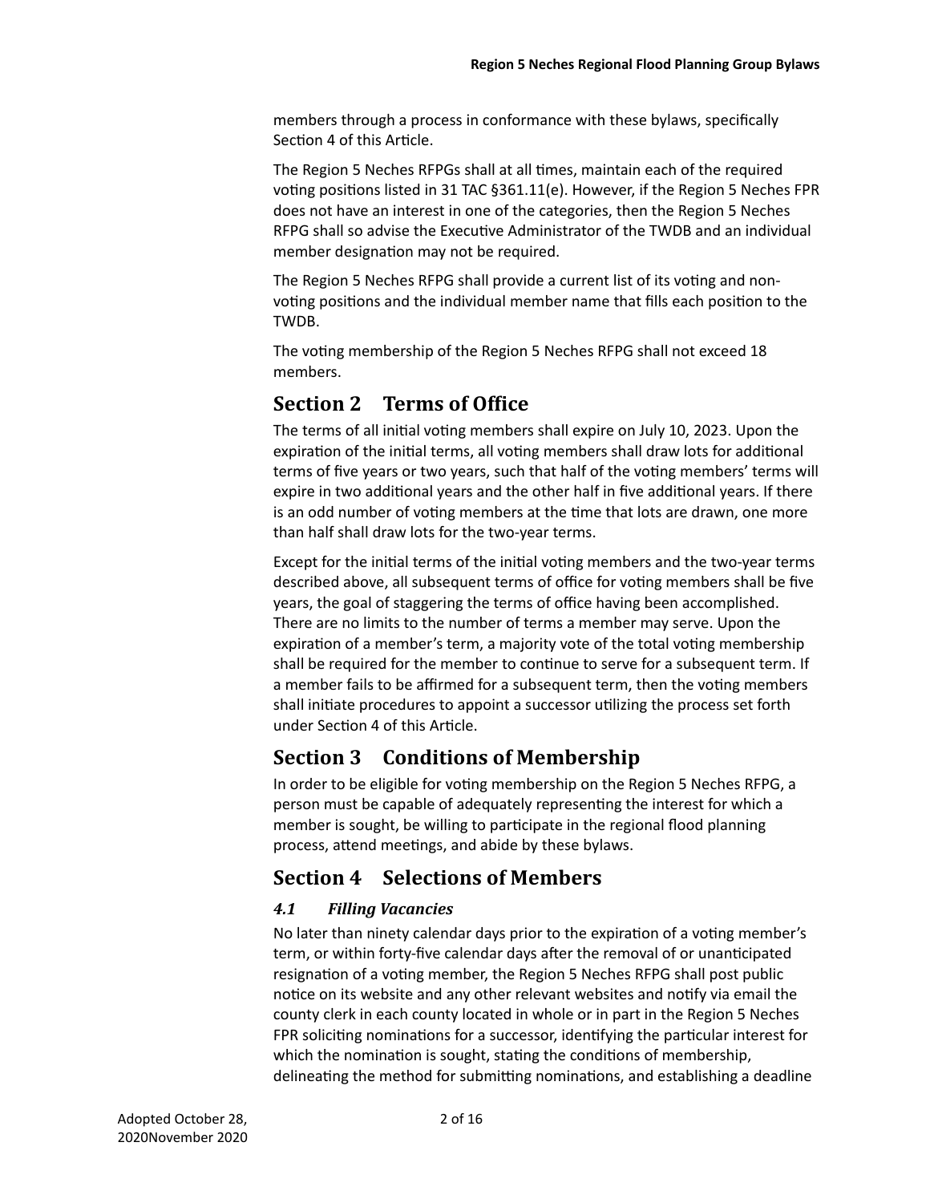members through a process in conformance with these bylaws, specifically Section 4 of this Article.

The Region 5 Neches RFPGs shall at all times, maintain each of the required voting positions listed in 31 TAC §361.11(e). However, if the Region 5 Neches FPR does not have an interest in one of the categories, then the Region 5 Neches RFPG shall so advise the Executive Administrator of the TWDB and an individual member designation may not be required.

The Region 5 Neches RFPG shall provide a current list of its voting and non-voting positions and the individual member name that fills each position to the TWDB.

The voting membership of the Region 5 Neches RFPG shall not exceed 18 members.

## Section 2 Terms of Office

The terms of all initial voting members shall expire on July 10, 2023. Upon the expiration of the initial terms, all voting members shall draw lots for additional terms of five years or two years, such that half of the voting members' terms will expire in two additional years and the other half in five additional years. If there is an odd number of voting members at the time that lots are drawn, one more than half shall draw lots for the two-year terms.

Except for the initial terms of the initial voting members and the two-year terms described above, all subsequent terms of office for voting members shall be five years, the goal of staggering the terms of office having been accomplished. There are no limits to the number of terms a member may serve. Upon the expiration of a member's term, a majority vote of the total voting membership shall be required for the member to continue to serve for a subsequent term. If a member fails to be affirmed for a subsequent term, then the voting members shall initiate procedures to appoint a successor utilizing the process set forth under Section 4 of this Article.

## Section 3 Conditions of Membership

In order to be eligible for voting membership on the Region 5 Neches RFPG, a person must be capable of adequately representing the interest for which a member is sought, be willing to participate in the regional flood planning process, attend meetings, and abide by these bylaws.

## Section 4 Selections of Members

### *4.1 Filling Vacancies*

No later than ninety calendar days prior to the expiration of a voting member's term, or within forty-five calendar days after the removal of or unanticipated resignation of a voting member, the Region 5 Neches RFPG shall post public notice on its website and any other relevant websites and notify via email the county clerk in each county located in whole or in part in the Region 5 Neches FPR soliciting nominations for a successor, identifying the particular interest for which the nomination is sought, stating the conditions of membership, delineating the method for submitting nominations, and establishing a deadline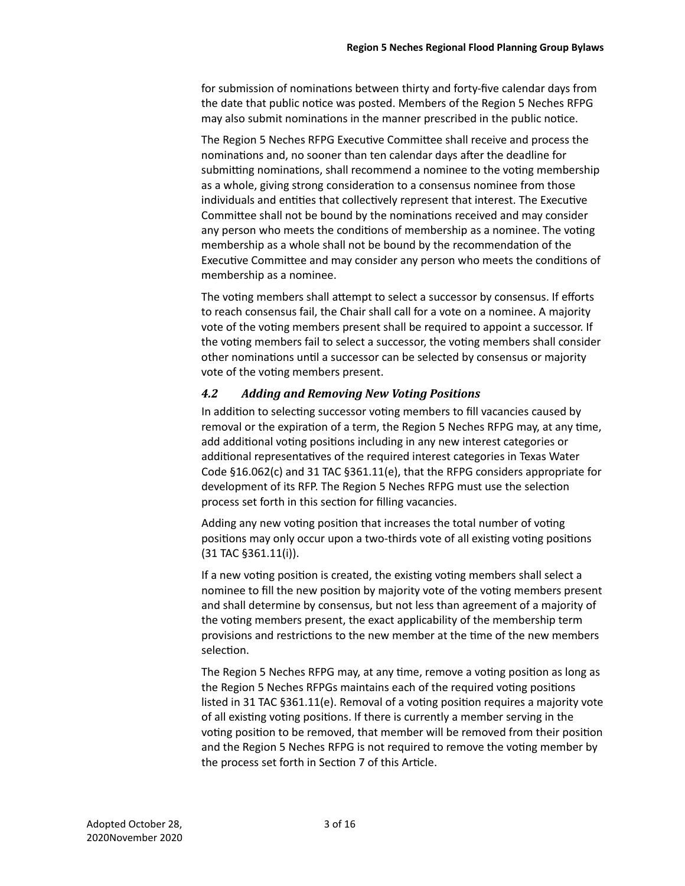for submission of nominations between thirty and forty-five calendar days from the date that public notice was posted. Members of the Region 5 Neches RFPG may also submit nominations in the manner prescribed in the public notice.

The Region 5 Neches RFPG Executive Committee shall receive and process the nominations and, no sooner than ten calendar days after the deadline for submitting nominations, shall recommend a nominee to the voting membership as a whole, giving strong consideration to a consensus nominee from those individuals and entities that collectively represent that interest. The Executive Committee shall not be bound by the nominations received and may consider any person who meets the conditions of membership as a nominee. The voting membership as a whole shall not be bound by the recommendation of the Executive Committee and may consider any person who meets the conditions of membership as a nominee.

The voting members shall attempt to select a successor by consensus. If efforts to reach consensus fail, the Chair shall call for a vote on a nominee. A majority vote of the voting members present shall be required to appoint a successor. If the voting members fail to select a successor, the voting members shall consider other nominations until a successor can be selected by consensus or majority vote of the voting members present.

### *4.2 Adding and Removing New Voting Positions*

In addition to selecting successor voting members to fill vacancies caused by removal or the expiration of a term, the Region 5 Neches RFPG may, at any time, add additional voting positions including in any new interest categories or additional representatives of the required interest categories in Texas Water Code §16.062(c) and 31 TAC §361.11(e), that the RFPG considers appropriate for development of its RFP. The Region 5 Neches RFPG must use the selection process set forth in this section for filling vacancies.

Adding any new voting position that increases the total number of voting positions may only occur upon a two-thirds vote of all existing voting positions (31 TAC §361.11(i)).

If a new voting position is created, the existing voting members shall select a nominee to fill the new position by majority vote of the voting members present and shall determine by consensus, but not less than agreement of a majority of the voting members present, the exact applicability of the membership term provisions and restrictions to the new member at the time of the new members selection.

The Region 5 Neches RFPG may, at any time, remove a voting position as long as the Region 5 Neches RFPGs maintains each of the required voting positions listed in 31 TAC §361.11(e). Removal of a voting position requires a majority vote of all existing voting positions. If there is currently a member serving in the voting position to be removed, that member will be removed from their position and the Region 5 Neches RFPG is not required to remove the voting member by the process set forth in Section 7 of this Article.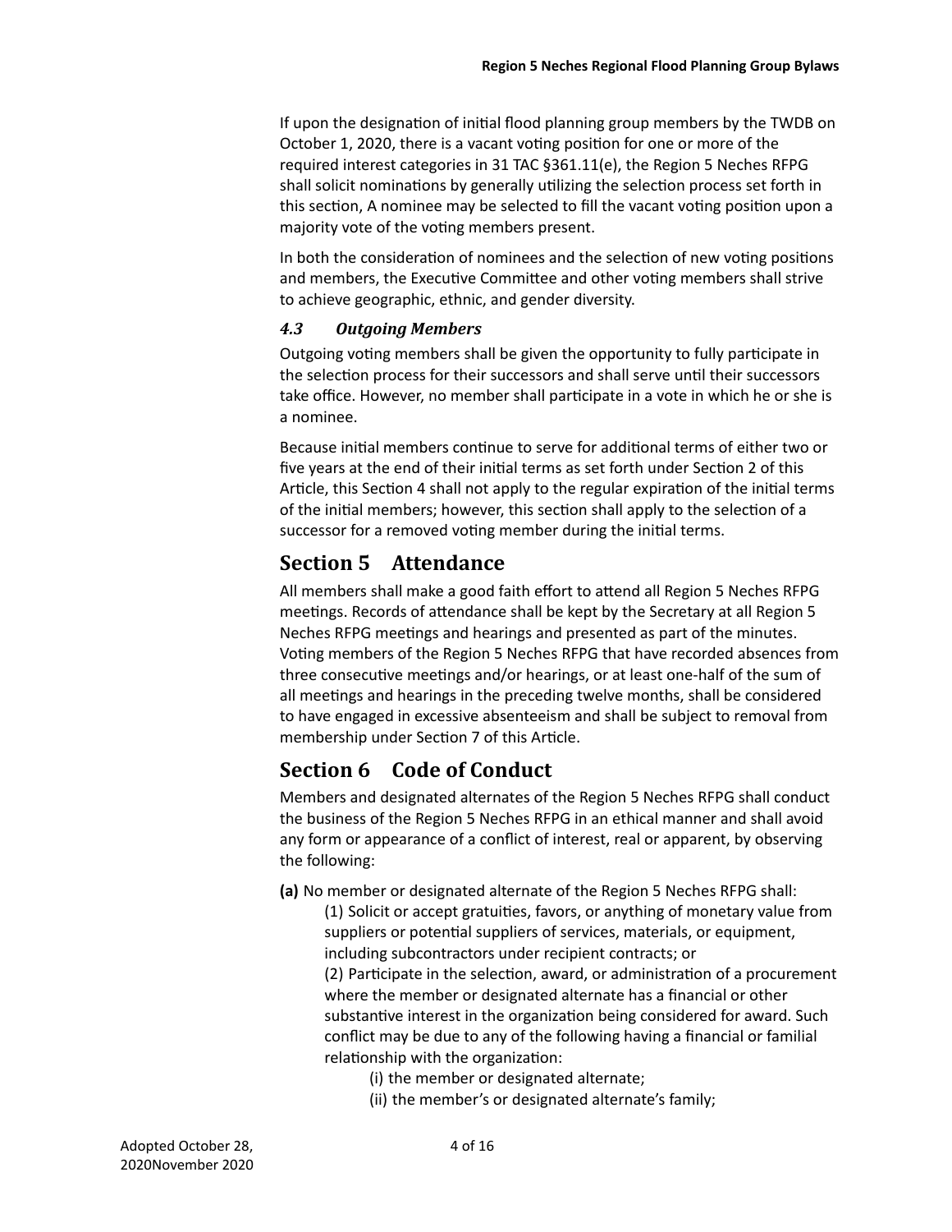If upon the designation of initial flood planning group members by the TWDB on October 1, 2020, there is a vacant voting position for one or more of the required interest categories in 31 TAC §361.11(e), the Region 5 Neches RFPG shall solicit nominations by generally utilizing the selection process set forth in this section, A nominee may be selected to fill the vacant voting position upon a majority vote of the voting members present.

In both the consideration of nominees and the selection of new voting positions and members, the Executive Committee and other voting members shall strive to achieve geographic, ethnic, and gender diversity.

### *4.3 Outgoing Members*

Outgoing voting members shall be given the opportunity to fully participate in the selection process for their successors and shall serve until their successors take office. However, no member shall participate in a vote in which he or she is a nominee.

Because initial members continue to serve for additional terms of either two or five years at the end of their initial terms as set forth under Section 2 of this Article, this Section 4 shall not apply to the regular expiration of the initial terms of the initial members; however, this section shall apply to the selection of a successor for a removed voting member during the initial terms.

## Section 5 Attendance

All members shall make a good faith effort to attend all Region 5 Neches RFPG meetings. Records of attendance shall be kept by the Secretary at all Region 5 Neches RFPG meetings and hearings and presented as part of the minutes. Voting members of the Region 5 Neches RFPG that have recorded absences from three consecutive meetings and/or hearings, or at least one-half of the sum of all meetings and hearings in the preceding twelve months, shall be considered to have engaged in excessive absenteeism and shall be subject to removal from membership under Section 7 of this Article.

## Section 6 Code of Conduct

Members and designated alternates of the Region 5 Neches RFPG shall conduct the business of the Region 5 Neches RFPG in an ethical manner and shall avoid any form or appearance of a conflict of interest, real or apparent, by observing the following:

**(a)** No member or designated alternate of the Region 5 Neches RFPG shall:

(1) Solicit or accept gratuities, favors, or anything of monetary value from suppliers or potential suppliers of services, materials, or equipment, including subcontractors under recipient contracts; or

(2) Participate in the selection, award, or administration of a procurement where the member or designated alternate has a financial or other substantive interest in the organization being considered for award. Such conflict may be due to any of the following having a financial or familial relationship with the organization:

(i) the member or designated alternate;

(ii) the member's or designated alternate's family;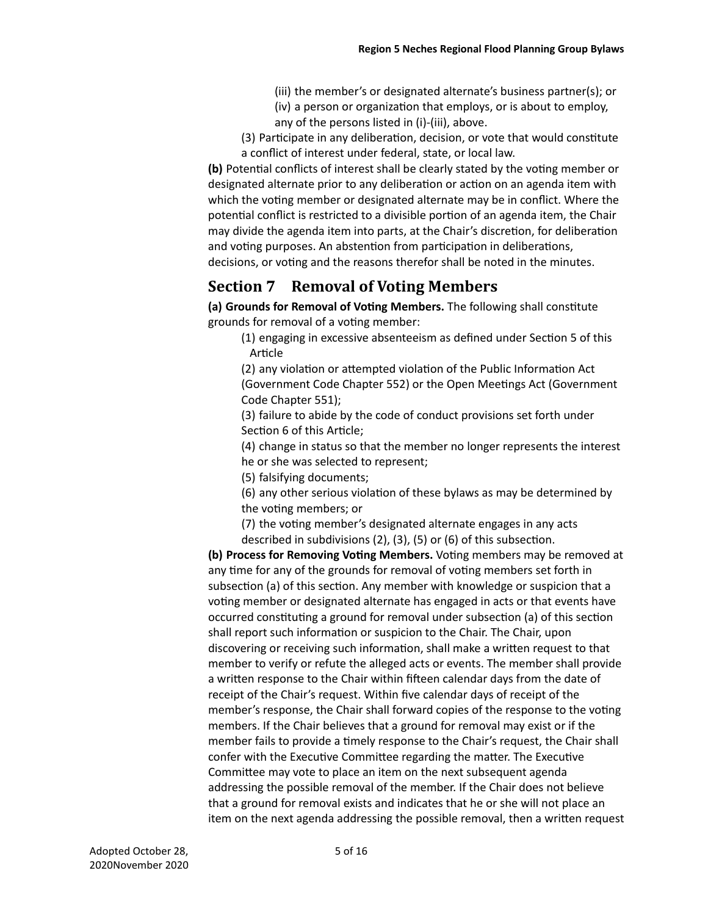(iii) the member's or designated alternate's business partner(s); or

(iv) a person or organization that employs, or is about to employ, any of the persons listed in (i)-(iii), above.

(3) Participate in any deliberation, decision, or vote that would constitute a conflict of interest under federal, state, or local law.

**(b)** Potential conflicts of interest shall be clearly stated by the voting member or designated alternate prior to any deliberation or action on an agenda item with which the voting member or designated alternate may be in conflict. Where the potential conflict is restricted to a divisible portion of an agenda item, the Chair may divide the agenda item into parts, at the Chair's discretion, for deliberation and voting purposes. An abstention from participation in deliberations, decisions, or voting and the reasons therefor shall be noted in the minutes.

## Section 7 Removal of Voting Members

**(a) Grounds for Removal of Voting Members.** The following shall constitute grounds for removal of a voting member:

(1) engaging in excessive absenteeism as defined under Section 5 of this Article

(2) any violation or attempted violation of the Public Information Act (Government Code Chapter 552) or the Open Meetings Act (Government Code Chapter 551);

(3) failure to abide by the code of conduct provisions set forth under Section 6 of this Article;

(4) change in status so that the member no longer represents the interest he or she was selected to represent;

(5) falsifying documents;

(6) any other serious violation of these bylaws as may be determined by the voting members; or

(7) the voting member's designated alternate engages in any acts described in subdivisions (2), (3), (5) or (6) of this subsection.

**(b) Process for Removing Voting Members.** Voting members may be removed at any time for any of the grounds for removal of voting members set forth in subsection (a) of this section. Any member with knowledge or suspicion that a voting member or designated alternate has engaged in acts or that events have occurred constituting a ground for removal under subsection (a) of this section shall report such information or suspicion to the Chair. The Chair, upon discovering or receiving such information, shall make a written request to that member to verify or refute the alleged acts or events. The member shall provide a written response to the Chair within fifteen calendar days from the date of receipt of the Chair's request. Within five calendar days of receipt of the member's response, the Chair shall forward copies of the response to the voting members. If the Chair believes that a ground for removal may exist or if the member fails to provide a timely response to the Chair's request, the Chair shall confer with the Executive Committee regarding the matter. The Executive Committee may vote to place an item on the next subsequent agenda addressing the possible removal of the member. If the Chair does not believe that a ground for removal exists and indicates that he or she will not place an item on the next agenda addressing the possible removal, then a written request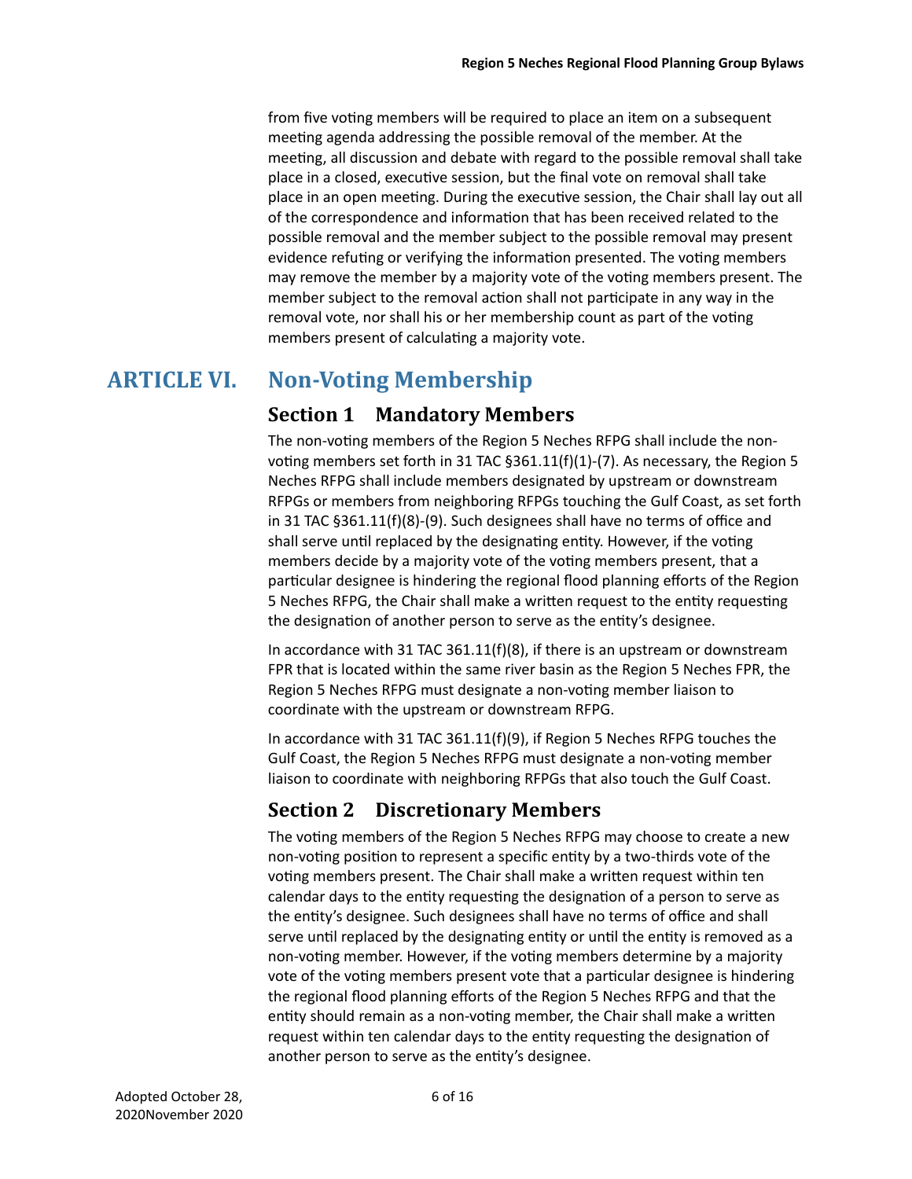from five voting members will be required to place an item on a subsequent meeting agenda addressing the possible removal of the member. At the meeting, all discussion and debate with regard to the possible removal shall take place in a closed, executive session, but the final vote on removal shall take place in an open meeting. During the executive session, the Chair shall lay out all of the correspondence and information that has been received related to the possible removal and the member subject to the possible removal may present evidence refuting or verifying the information presented. The voting members may remove the member by a majority vote of the voting members present. The member subject to the removal action shall not participate in any way in the removal vote, nor shall his or her membership count as part of the voting members present of calculating a majority vote.

# ARTICLE VI. Non-Voting Membership

## Section 1 Mandatory Members

The non-voting members of the Region 5 Neches RFPG shall include the non-voting members set forth in 31 TAC §361.11(f)(1)-(7). As necessary, the Region 5 Neches RFPG shall include members designated by upstream or downstream RFPGs or members from neighboring RFPGs touching the Gulf Coast, as set forth in 31 TAC §361.11(f)(8)-(9). Such designees shall have no terms of office and shall serve until replaced by the designating entity. However, if the voting members decide by a majority vote of the voting members present, that a particular designee is hindering the regional flood planning efforts of the Region 5 Neches RFPG, the Chair shall make a written request to the entity requesting the designation of another person to serve as the entity's designee.

In accordance with 31 TAC 361.11(f)(8), if there is an upstream or downstream FPR that is located within the same river basin as the Region 5 Neches FPR, the Region 5 Neches RFPG must designate a non-voting member liaison to coordinate with the upstream or downstream RFPG.

In accordance with 31 TAC 361.11(f)(9), if Region 5 Neches RFPG touches the Gulf Coast, the Region 5 Neches RFPG must designate a non-voting member liaison to coordinate with neighboring RFPGs that also touch the Gulf Coast.

## Section 2 Discretionary Members

The voting members of the Region 5 Neches RFPG may choose to create a new non-voting position to represent a specific entity by a two-thirds vote of the voting members present. The Chair shall make a written request within ten calendar days to the entity requesting the designation of a person to serve as the entity's designee. Such designees shall have no terms of office and shall serve until replaced by the designating entity or until the entity is removed as a non-voting member. However, if the voting members determine by a majority vote of the voting members present vote that a particular designee is hindering the regional flood planning efforts of the Region 5 Neches RFPG and that the entity should remain as a non-voting member, the Chair shall make a written request within ten calendar days to the entity requesting the designation of another person to serve as the entity's designee.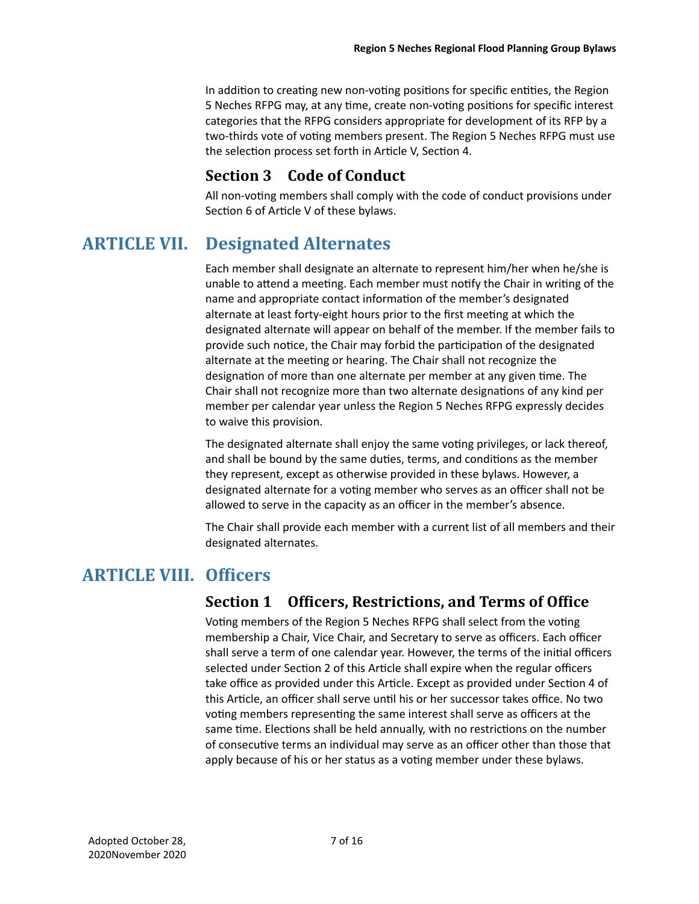In addition to creating new non-voting positions for specific entities, the Region 5 Neches RFPG may, at any time, create non-voting positions for specific interest categories that the RFPG considers appropriate for development of its RFP by a two-thirds vote of voting members present. The Region 5 Neches RFPG must use the selection process set forth in Article V, Section 4.

### Section 3 Code of Conduct

All non-voting members shall comply with the code of conduct provisions under Section 6 of Article V of these bylaws.

## ARTICLE VII. Designated Alternates

Each member shall designate an alternate to represent him/her when he/she is unable to attend a meeting. Each member must notify the Chair in writing of the name and appropriate contact information of the member's designated alternate at least forty-eight hours prior to the first meeting at which the designated alternate will appear on behalf of the member. If the member fails to provide such notice, the Chair may forbid the participation of the designated alternate at the meeting or hearing. The Chair shall not recognize the designation of more than one alternate per member at any given time. The Chair shall not recognize more than two alternate designations of any kind per member per calendar year unless the Region 5 Neches RFPG expressly decides to waive this provision.

The designated alternate shall enjoy the same voting privileges, or lack thereof, and shall be bound by the same duties, terms, and conditions as the member they represent, except as otherwise provided in these bylaws. However, a designated alternate for a voting member who serves as an officer shall not be allowed to serve in the capacity as an officer in the member's absence.

The Chair shall provide each member with a current list of all members and their designated alternates.

## ARTICLE VIII. Officers

### Section 1 Officers, Restrictions, and Terms of Office

Voting members of the Region 5 Neches RFPG shall select from the voting membership a Chair, Vice Chair, and Secretary to serve as officers. Each officer shall serve a term of one calendar year. However, the terms of the initial officers selected under Section 2 of this Article shall expire when the regular officers take office as provided under this Article. Except as provided under Section 4 of this Article, an officer shall serve until his or her successor takes office. No two voting members representing the same interest shall serve as officers at the same time. Elections shall be held annually, with no restrictions on the number of consecutive terms an individual may serve as an officer other than those that apply because of his or her status as a voting member under these bylaws.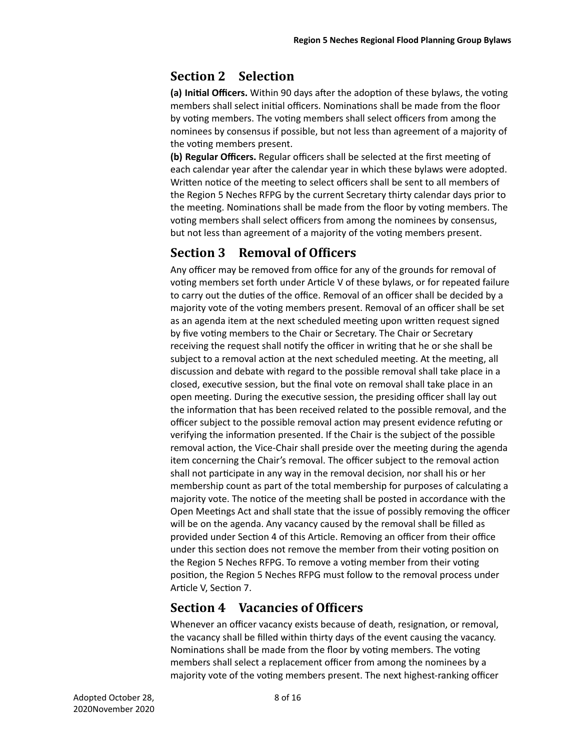## Section 2 Selection

**(a) Initial Officers.** Within 90 days after the adoption of these bylaws, the voting members shall select initial officers. Nominations shall be made from the floor by voting members. The voting members shall select officers from among the nominees by consensus if possible, but not less than agreement of a majority of the voting members present.

**(b) Regular Officers.** Regular officers shall be selected at the first meeting of each calendar year after the calendar year in which these bylaws were adopted. Written notice of the meeting to select officers shall be sent to all members of the Region 5 Neches RFPG by the current Secretary thirty calendar days prior to the meeting. Nominations shall be made from the floor by voting members. The voting members shall select officers from among the nominees by consensus, but not less than agreement of a majority of the voting members present.

## Section 3 Removal of Officers

Any officer may be removed from office for any of the grounds for removal of voting members set forth under Article V of these bylaws, or for repeated failure to carry out the duties of the office. Removal of an officer shall be decided by a majority vote of the voting members present. Removal of an officer shall be set as an agenda item at the next scheduled meeting upon written request signed by five voting members to the Chair or Secretary. The Chair or Secretary receiving the request shall notify the officer in writing that he or she shall be subject to a removal action at the next scheduled meeting. At the meeting, all discussion and debate with regard to the possible removal shall take place in a closed, executive session, but the final vote on removal shall take place in an open meeting. During the executive session, the presiding officer shall lay out the information that has been received related to the possible removal, and the officer subject to the possible removal action may present evidence refuting or verifying the information presented. If the Chair is the subject of the possible removal action, the Vice-Chair shall preside over the meeting during the agenda item concerning the Chair's removal. The officer subject to the removal action shall not participate in any way in the removal decision, nor shall his or her membership count as part of the total membership for purposes of calculating a majority vote. The notice of the meeting shall be posted in accordance with the Open Meetings Act and shall state that the issue of possibly removing the officer will be on the agenda. Any vacancy caused by the removal shall be filled as provided under Section 4 of this Article. Removing an officer from their office under this section does not remove the member from their voting position on the Region 5 Neches RFPG. To remove a voting member from their voting position, the Region 5 Neches RFPG must follow to the removal process under Article V, Section 7.

## Section 4 Vacancies of Officers

Whenever an officer vacancy exists because of death, resignation, or removal, the vacancy shall be filled within thirty days of the event causing the vacancy. Nominations shall be made from the floor by voting members. The voting members shall select a replacement officer from among the nominees by a majority vote of the voting members present. The next highest-ranking officer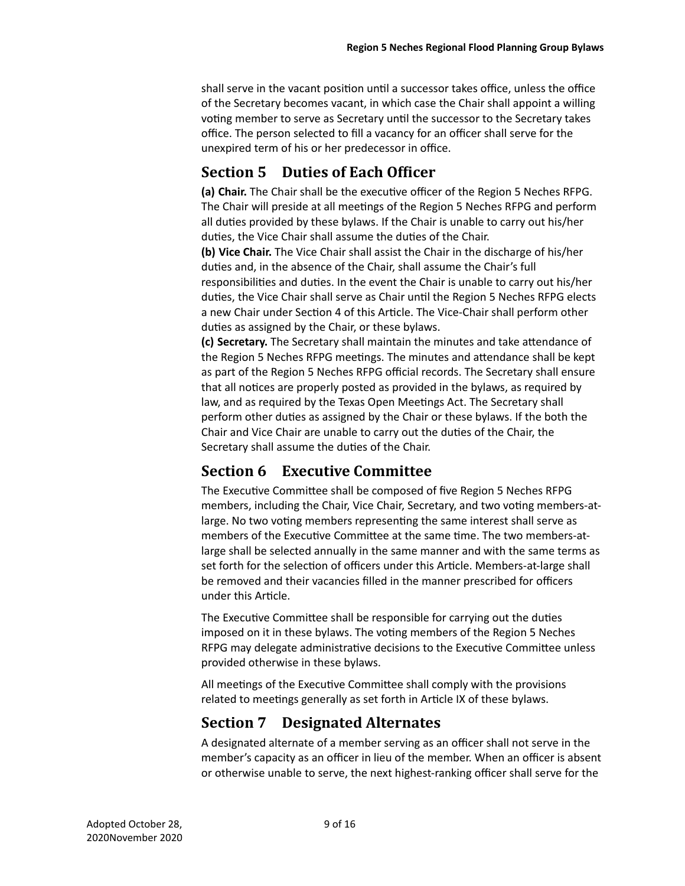shall serve in the vacant position until a successor takes office, unless the office of the Secretary becomes vacant, in which case the Chair shall appoint a willing voting member to serve as Secretary until the successor to the Secretary takes office. The person selected to fill a vacancy for an officer shall serve for the unexpired term of his or her predecessor in office.

## Section 5 Duties of Each Officer

**(a) Chair.** The Chair shall be the executive officer of the Region 5 Neches RFPG. The Chair will preside at all meetings of the Region 5 Neches RFPG and perform all duties provided by these bylaws. If the Chair is unable to carry out his/her duties, the Vice Chair shall assume the duties of the Chair.

**(b) Vice Chair.** The Vice Chair shall assist the Chair in the discharge of his/her duties and, in the absence of the Chair, shall assume the Chair's full responsibilities and duties. In the event the Chair is unable to carry out his/her duties, the Vice Chair shall serve as Chair until the Region 5 Neches RFPG elects a new Chair under Section 4 of this Article. The Vice-Chair shall perform other duties as assigned by the Chair, or these bylaws.

**(c) Secretary.** The Secretary shall maintain the minutes and take attendance of the Region 5 Neches RFPG meetings. The minutes and attendance shall be kept as part of the Region 5 Neches RFPG official records. The Secretary shall ensure that all notices are properly posted as provided in the bylaws, as required by law, and as required by the Texas Open Meetings Act. The Secretary shall perform other duties as assigned by the Chair or these bylaws. If the both the Chair and Vice Chair are unable to carry out the duties of the Chair, the Secretary shall assume the duties of the Chair.

## Section 6 Executive Committee

The Executive Committee shall be composed of five Region 5 Neches RFPG members, including the Chair, Vice Chair, Secretary, and two voting members-at-large. No two voting members representing the same interest shall serve as members of the Executive Committee at the same time. The two members-at-large shall be selected annually in the same manner and with the same terms as set forth for the selection of officers under this Article. Members-at-large shall be removed and their vacancies filled in the manner prescribed for officers under this Article.

The Executive Committee shall be responsible for carrying out the duties imposed on it in these bylaws. The voting members of the Region 5 Neches RFPG may delegate administrative decisions to the Executive Committee unless provided otherwise in these bylaws.

All meetings of the Executive Committee shall comply with the provisions related to meetings generally as set forth in Article IX of these bylaws.

## Section 7 Designated Alternates

A designated alternate of a member serving as an officer shall not serve in the member's capacity as an officer in lieu of the member. When an officer is absent or otherwise unable to serve, the next highest-ranking officer shall serve for the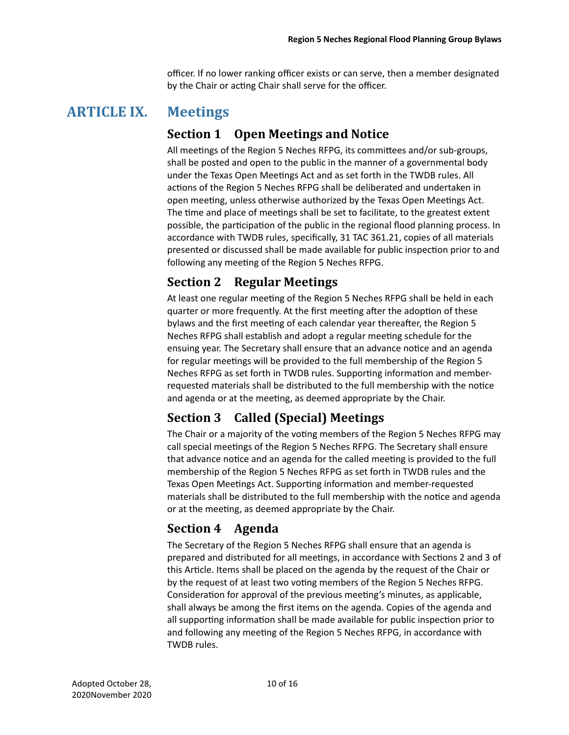officer. If no lower ranking officer exists or can serve, then a member designated by the Chair or acting Chair shall serve for the officer.

# ARTICLE IX. Meetings

## Section 1 Open Meetings and Notice

All meetings of the Region 5 Neches RFPG, its committees and/or sub-groups, shall be posted and open to the public in the manner of a governmental body under the Texas Open Meetings Act and as set forth in the TWDB rules. All actions of the Region 5 Neches RFPG shall be deliberated and undertaken in open meeting, unless otherwise authorized by the Texas Open Meetings Act. The time and place of meetings shall be set to facilitate, to the greatest extent possible, the participation of the public in the regional flood planning process. In accordance with TWDB rules, specifically, 31 TAC 361.21, copies of all materials presented or discussed shall be made available for public inspection prior to and following any meeting of the Region 5 Neches RFPG.

## Section 2 Regular Meetings

At least one regular meeting of the Region 5 Neches RFPG shall be held in each quarter or more frequently. At the first meeting after the adoption of these bylaws and the first meeting of each calendar year thereafter, the Region 5 Neches RFPG shall establish and adopt a regular meeting schedule for the ensuing year. The Secretary shall ensure that an advance notice and an agenda for regular meetings will be provided to the full membership of the Region 5 Neches RFPG as set forth in TWDB rules. Supporting information and member-requested materials shall be distributed to the full membership with the notice and agenda or at the meeting, as deemed appropriate by the Chair.

## Section 3 Called (Special) Meetings

The Chair or a majority of the voting members of the Region 5 Neches RFPG may call special meetings of the Region 5 Neches RFPG. The Secretary shall ensure that advance notice and an agenda for the called meeting is provided to the full membership of the Region 5 Neches RFPG as set forth in TWDB rules and the Texas Open Meetings Act. Supporting information and member-requested materials shall be distributed to the full membership with the notice and agenda or at the meeting, as deemed appropriate by the Chair.

## Section 4 Agenda

The Secretary of the Region 5 Neches RFPG shall ensure that an agenda is prepared and distributed for all meetings, in accordance with Sections 2 and 3 of this Article. Items shall be placed on the agenda by the request of the Chair or by the request of at least two voting members of the Region 5 Neches RFPG. Consideration for approval of the previous meeting's minutes, as applicable, shall always be among the first items on the agenda. Copies of the agenda and all supporting information shall be made available for public inspection prior to and following any meeting of the Region 5 Neches RFPG, in accordance with TWDB rules.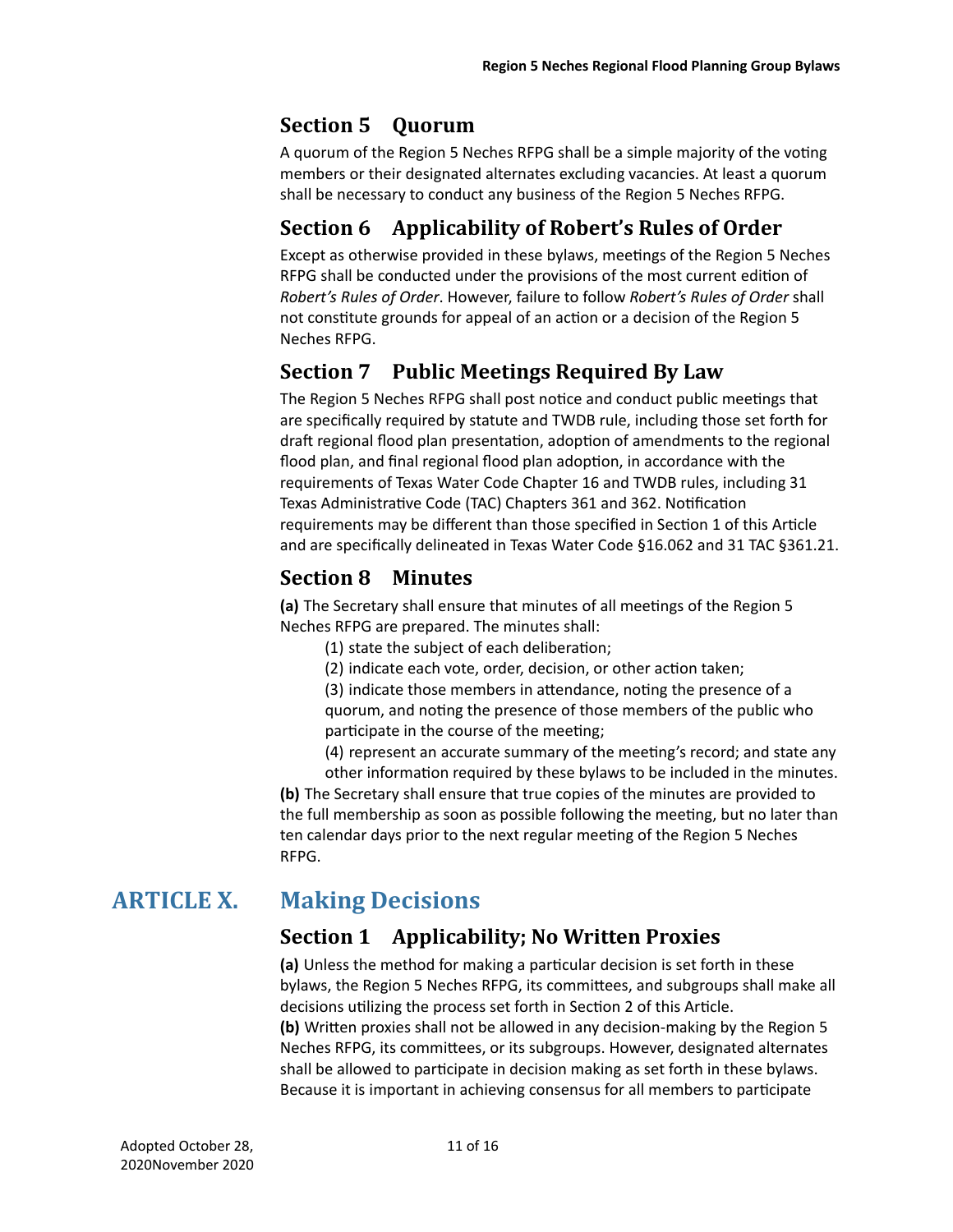## Section 5 Quorum

A quorum of the Region 5 Neches RFPG shall be a simple majority of the voting members or their designated alternates excluding vacancies. At least a quorum shall be necessary to conduct any business of the Region 5 Neches RFPG.

## Section 6 Applicability of Robert's Rules of Order

Except as otherwise provided in these bylaws, meetings of the Region 5 Neches RFPG shall be conducted under the provisions of the most current edition of *Robert's Rules of Order*. However, failure to follow *Robert's Rules of Order* shall not constitute grounds for appeal of an action or a decision of the Region 5 Neches RFPG.

## Section 7 Public Meetings Required By Law

The Region 5 Neches RFPG shall post notice and conduct public meetings that are specifically required by statute and TWDB rule, including those set forth for draft regional flood plan presentation, adoption of amendments to the regional flood plan, and final regional flood plan adoption, in accordance with the requirements of Texas Water Code Chapter 16 and TWDB rules, including 31 Texas Administrative Code (TAC) Chapters 361 and 362. Notification requirements may be different than those specified in Section 1 of this Article and are specifically delineated in Texas Water Code §16.062 and 31 TAC §361.21.

## Section 8 Minutes

**(a)** The Secretary shall ensure that minutes of all meetings of the Region 5 Neches RFPG are prepared. The minutes shall:

(1) state the subject of each deliberation;

(2) indicate each vote, order, decision, or other action taken;

(3) indicate those members in attendance, noting the presence of a quorum, and noting the presence of those members of the public who participate in the course of the meeting;

(4) represent an accurate summary of the meeting's record; and state any other information required by these bylaws to be included in the minutes.

**(b)** The Secretary shall ensure that true copies of the minutes are provided to the full membership as soon as possible following the meeting, but no later than ten calendar days prior to the next regular meeting of the Region 5 Neches RFPG.

# ARTICLE X. Making Decisions

## Section 1 Applicability; No Written Proxies

**(a)** Unless the method for making a particular decision is set forth in these bylaws, the Region 5 Neches RFPG, its committees, and subgroups shall make all decisions utilizing the process set forth in Section 2 of this Article.

**(b)** Written proxies shall not be allowed in any decision-making by the Region 5 Neches RFPG, its committees, or its subgroups. However, designated alternates shall be allowed to participate in decision making as set forth in these bylaws. Because it is important in achieving consensus for all members to participate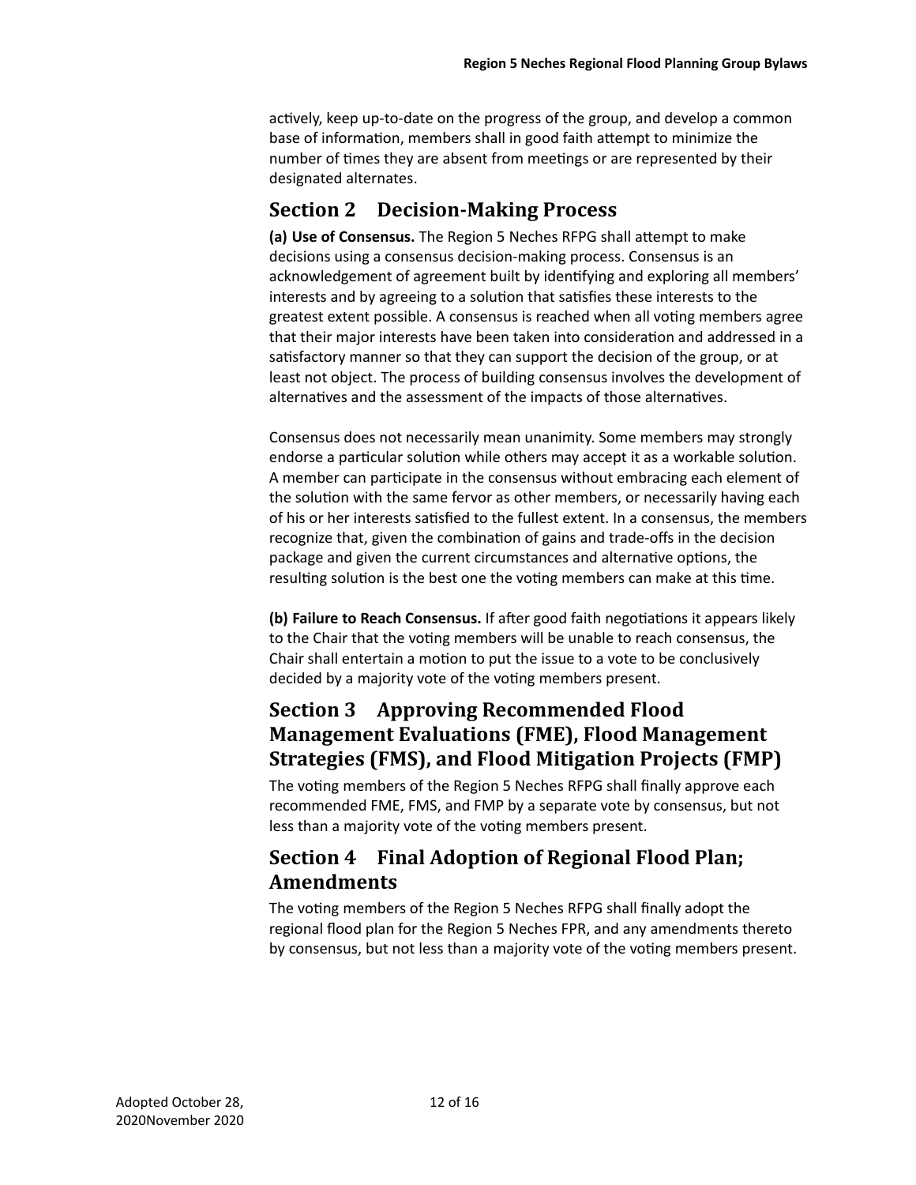actively, keep up-to-date on the progress of the group, and develop a common base of information, members shall in good faith attempt to minimize the number of times they are absent from meetings or are represented by their designated alternates.

## Section 2 Decision-Making Process

**(a) Use of Consensus.** The Region 5 Neches RFPG shall attempt to make decisions using a consensus decision-making process. Consensus is an acknowledgement of agreement built by identifying and exploring all members' interests and by agreeing to a solution that satisfies these interests to the greatest extent possible. A consensus is reached when all voting members agree that their major interests have been taken into consideration and addressed in a satisfactory manner so that they can support the decision of the group, or at least not object. The process of building consensus involves the development of alternatives and the assessment of the impacts of those alternatives.

Consensus does not necessarily mean unanimity. Some members may strongly endorse a particular solution while others may accept it as a workable solution. A member can participate in the consensus without embracing each element of the solution with the same fervor as other members, or necessarily having each of his or her interests satisfied to the fullest extent. In a consensus, the members recognize that, given the combination of gains and trade-offs in the decision package and given the current circumstances and alternative options, the resulting solution is the best one the voting members can make at this time.

**(b) Failure to Reach Consensus.** If after good faith negotiations it appears likely to the Chair that the voting members will be unable to reach consensus, the Chair shall entertain a motion to put the issue to a vote to be conclusively decided by a majority vote of the voting members present.

## Section 3 Approving Recommended Flood Management Evaluations (FME), Flood Management Strategies (FMS), and Flood Mitigation Projects (FMP)

The voting members of the Region 5 Neches RFPG shall finally approve each recommended FME, FMS, and FMP by a separate vote by consensus, but not less than a majority vote of the voting members present.

## Section 4 Final Adoption of Regional Flood Plan; Amendments

The voting members of the Region 5 Neches RFPG shall finally adopt the regional flood plan for the Region 5 Neches FPR, and any amendments thereto by consensus, but not less than a majority vote of the voting members present.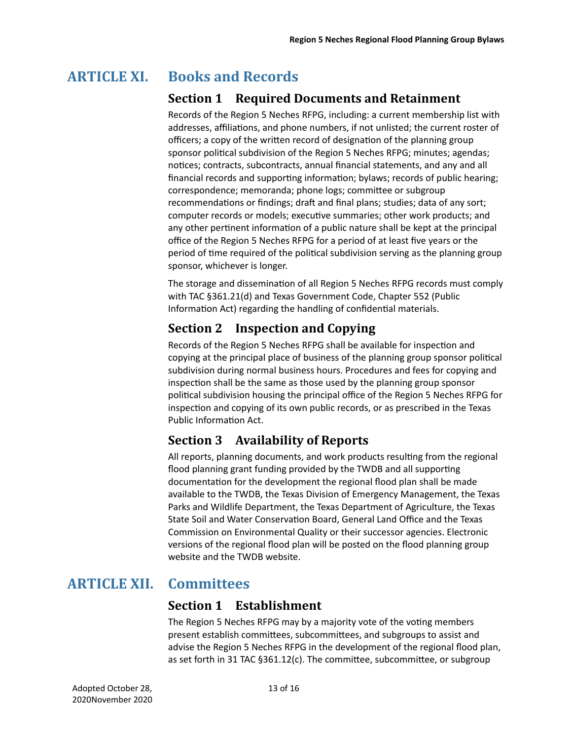# ARTICLE XI. Books and Records

## Section 1 Required Documents and Retainment

Records of the Region 5 Neches RFPG, including: a current membership list with addresses, affiliations, and phone numbers, if not unlisted; the current roster of officers; a copy of the written record of designation of the planning group sponsor political subdivision of the Region 5 Neches RFPG; minutes; agendas; notices; contracts, subcontracts, annual financial statements, and any and all financial records and supporting information; bylaws; records of public hearing; correspondence; memoranda; phone logs; committee or subgroup recommendations or findings; draft and final plans; studies; data of any sort; computer records or models; executive summaries; other work products; and any other pertinent information of a public nature shall be kept at the principal office of the Region 5 Neches RFPG for a period of at least five years or the period of time required of the political subdivision serving as the planning group sponsor, whichever is longer.

The storage and dissemination of all Region 5 Neches RFPG records must comply with TAC §361.21(d) and Texas Government Code, Chapter 552 (Public Information Act) regarding the handling of confidential materials.

## Section 2 Inspection and Copying

Records of the Region 5 Neches RFPG shall be available for inspection and copying at the principal place of business of the planning group sponsor political subdivision during normal business hours. Procedures and fees for copying and inspection shall be the same as those used by the planning group sponsor political subdivision housing the principal office of the Region 5 Neches RFPG for inspection and copying of its own public records, or as prescribed in the Texas Public Information Act.

## Section 3 Availability of Reports

All reports, planning documents, and work products resulting from the regional flood planning grant funding provided by the TWDB and all supporting documentation for the development the regional flood plan shall be made available to the TWDB, the Texas Division of Emergency Management, the Texas Parks and Wildlife Department, the Texas Department of Agriculture, the Texas State Soil and Water Conservation Board, General Land Office and the Texas Commission on Environmental Quality or their successor agencies. Electronic versions of the regional flood plan will be posted on the flood planning group website and the TWDB website.

# ARTICLE XII. Committees

## Section 1 Establishment

The Region 5 Neches RFPG may by a majority vote of the voting members present establish committees, subcommittees, and subgroups to assist and advise the Region 5 Neches RFPG in the development of the regional flood plan, as set forth in 31 TAC §361.12(c). The committee, subcommittee, or subgroup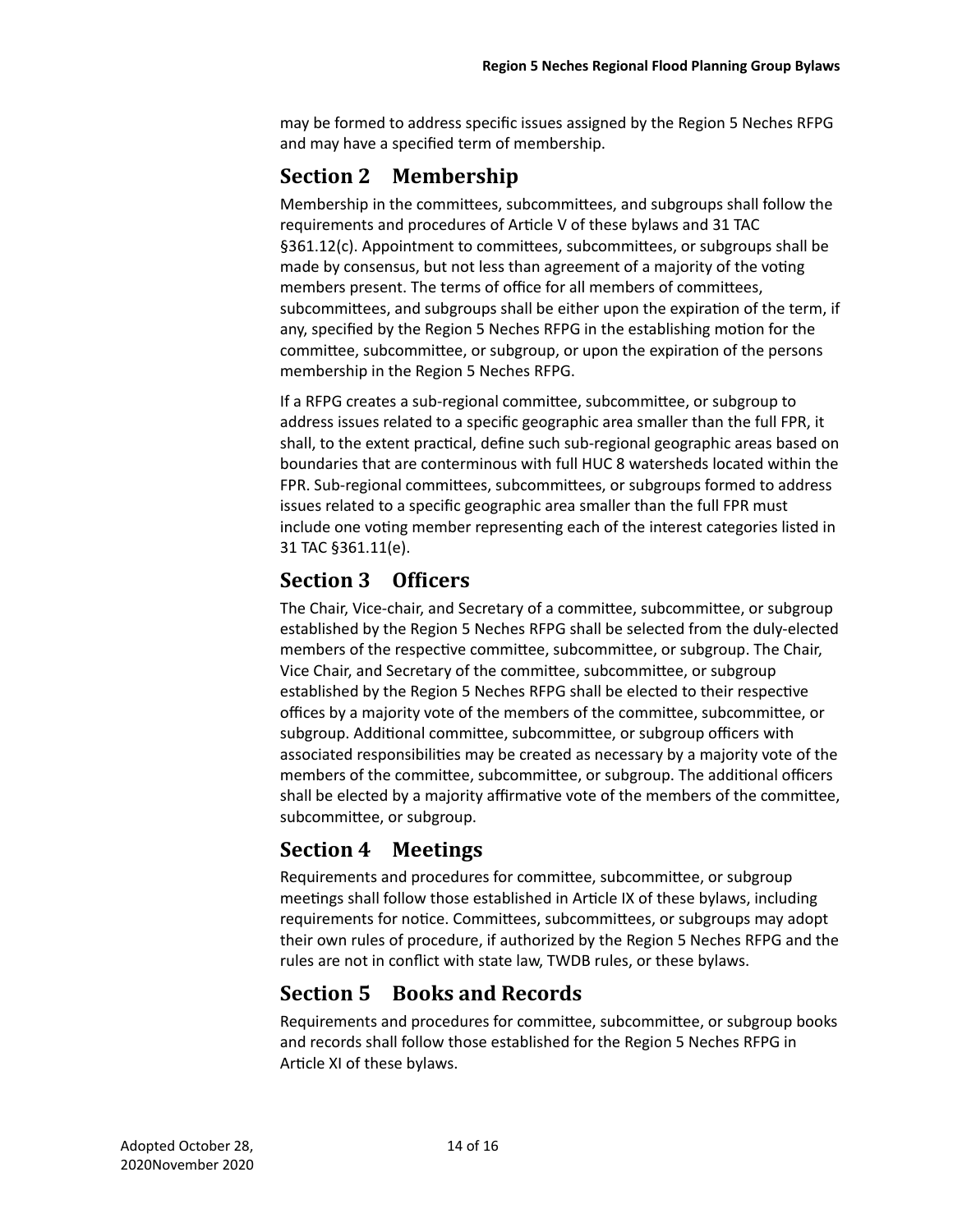may be formed to address specific issues assigned by the Region 5 Neches RFPG and may have a specified term of membership.

## Section 2 Membership

Membership in the committees, subcommittees, and subgroups shall follow the requirements and procedures of Article V of these bylaws and 31 TAC §361.12(c). Appointment to committees, subcommittees, or subgroups shall be made by consensus, but not less than agreement of a majority of the voting members present. The terms of office for all members of committees, subcommittees, and subgroups shall be either upon the expiration of the term, if any, specified by the Region 5 Neches RFPG in the establishing motion for the committee, subcommittee, or subgroup, or upon the expiration of the persons membership in the Region 5 Neches RFPG.

If a RFPG creates a sub-regional committee, subcommittee, or subgroup to address issues related to a specific geographic area smaller than the full FPR, it shall, to the extent practical, define such sub-regional geographic areas based on boundaries that are conterminous with full HUC 8 watersheds located within the FPR. Sub-regional committees, subcommittees, or subgroups formed to address issues related to a specific geographic area smaller than the full FPR must include one voting member representing each of the interest categories listed in 31 TAC §361.11(e).

## Section 3 Officers

The Chair, Vice-chair, and Secretary of a committee, subcommittee, or subgroup established by the Region 5 Neches RFPG shall be selected from the duly-elected members of the respective committee, subcommittee, or subgroup. The Chair, Vice Chair, and Secretary of the committee, subcommittee, or subgroup established by the Region 5 Neches RFPG shall be elected to their respective offices by a majority vote of the members of the committee, subcommittee, or subgroup. Additional committee, subcommittee, or subgroup officers with associated responsibilities may be created as necessary by a majority vote of the members of the committee, subcommittee, or subgroup. The additional officers shall be elected by a majority affirmative vote of the members of the committee, subcommittee, or subgroup.

## Section 4 Meetings

Requirements and procedures for committee, subcommittee, or subgroup meetings shall follow those established in Article IX of these bylaws, including requirements for notice. Committees, subcommittees, or subgroups may adopt their own rules of procedure, if authorized by the Region 5 Neches RFPG and the rules are not in conflict with state law, TWDB rules, or these bylaws.

## Section 5 Books and Records

Requirements and procedures for committee, subcommittee, or subgroup books and records shall follow those established for the Region 5 Neches RFPG in Article XI of these bylaws.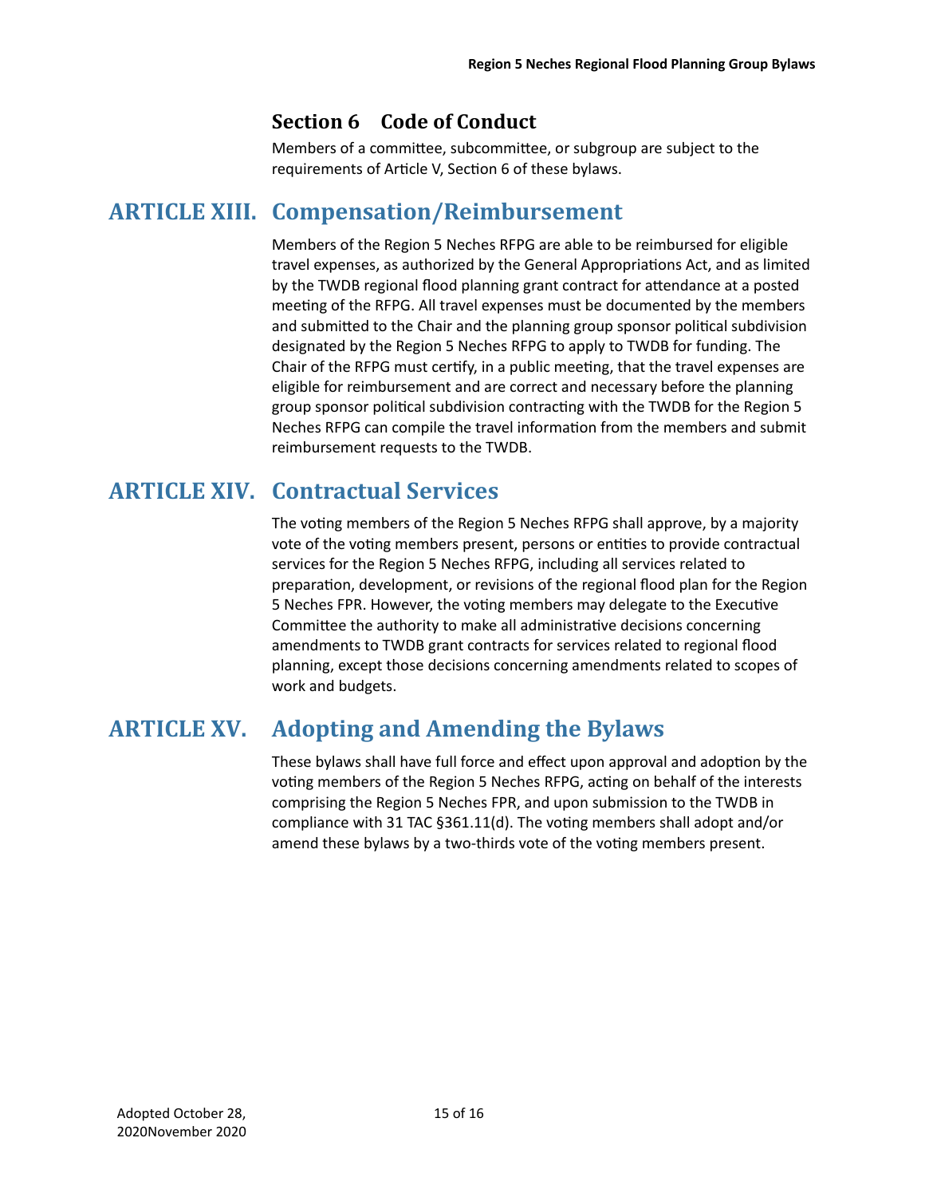### Section 6 Code of Conduct

Members of a committee, subcommittee, or subgroup are subject to the requirements of Article V, Section 6 of these bylaws.

## ARTICLE XIII. Compensation/Reimbursement

Members of the Region 5 Neches RFPG are able to be reimbursed for eligible travel expenses, as authorized by the General Appropriations Act, and as limited by the TWDB regional flood planning grant contract for attendance at a posted meeting of the RFPG. All travel expenses must be documented by the members and submitted to the Chair and the planning group sponsor political subdivision designated by the Region 5 Neches RFPG to apply to TWDB for funding. The Chair of the RFPG must certify, in a public meeting, that the travel expenses are eligible for reimbursement and are correct and necessary before the planning group sponsor political subdivision contracting with the TWDB for the Region 5 Neches RFPG can compile the travel information from the members and submit reimbursement requests to the TWDB.

## ARTICLE XIV. Contractual Services

The voting members of the Region 5 Neches RFPG shall approve, by a majority vote of the voting members present, persons or entities to provide contractual services for the Region 5 Neches RFPG, including all services related to preparation, development, or revisions of the regional flood plan for the Region 5 Neches FPR. However, the voting members may delegate to the Executive Committee the authority to make all administrative decisions concerning amendments to TWDB grant contracts for services related to regional flood planning, except those decisions concerning amendments related to scopes of work and budgets.

## ARTICLE XV. Adopting and Amending the Bylaws

These bylaws shall have full force and effect upon approval and adoption by the voting members of the Region 5 Neches RFPG, acting on behalf of the interests comprising the Region 5 Neches FPR, and upon submission to the TWDB in compliance with 31 TAC §361.11(d). The voting members shall adopt and/or amend these bylaws by a two-thirds vote of the voting members present.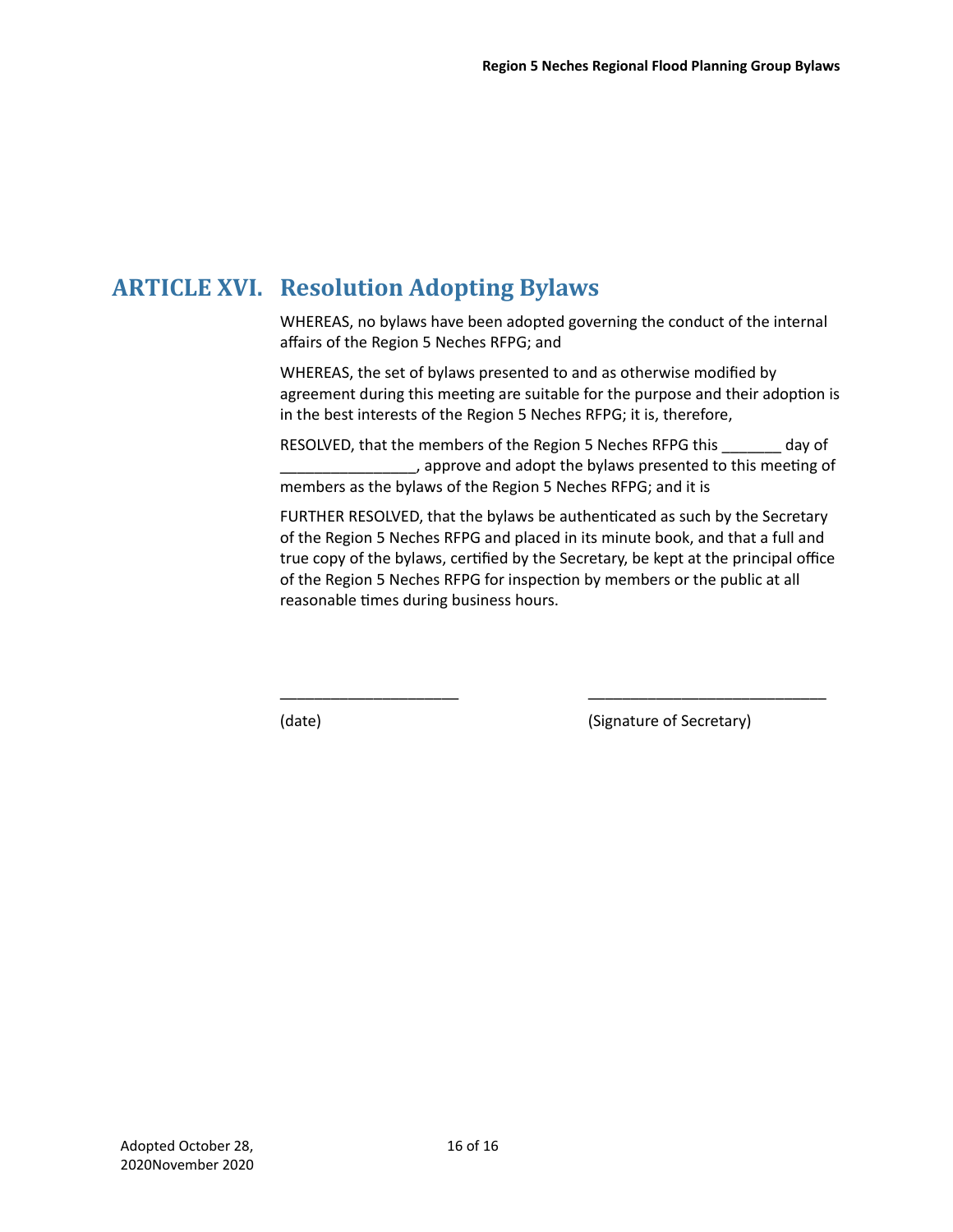# ARTICLE XVI. Resolution Adopting Bylaws

WHEREAS, no bylaws have been adopted governing the conduct of the internal affairs of the Region 5 Neches RFPG; and

WHEREAS, the set of bylaws presented to and as otherwise modified by agreement during this meeting are suitable for the purpose and their adoption is in the best interests of the Region 5 Neches RFPG; it is, therefore,

RESOLVED, that the members of the Region 5 Neches RFPG this _______ day of ________________, approve and adopt the bylaws presented to this meeting of members as the bylaws of the Region 5 Neches RFPG; and it is

FURTHER RESOLVED, that the bylaws be authenticated as such by the Secretary of the Region 5 Neches RFPG and placed in its minute book, and that a full and true copy of the bylaws, certified by the Secretary, be kept at the principal office of the Region 5 Neches RFPG for inspection by members or the public at all reasonable times during business hours.

_____________________ ____________________________

(date) (Signature of Secretary)